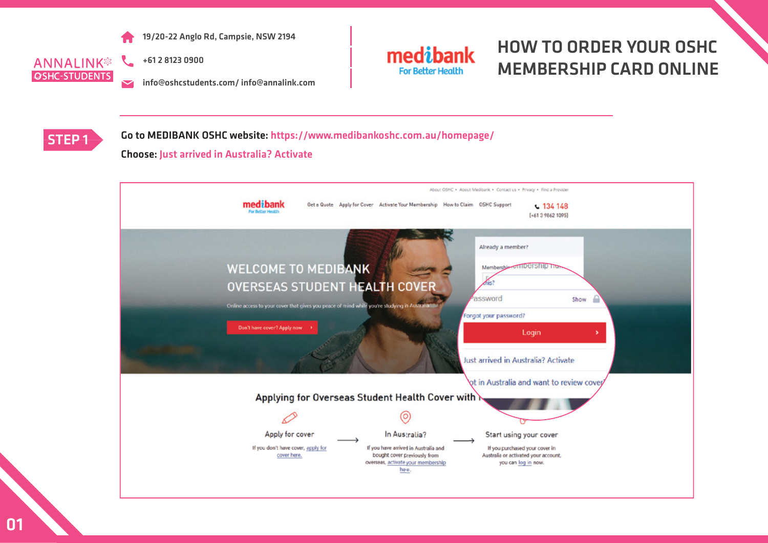ANNALINK OSHC-STUDENTS

19/20-22 Anglo Rd, Campsie, NSW 2194

+61 2 8123 0900

info@oshcstudents.com/ info@annalink.com

medibank For Better Health

# HOW TO ORDER YOUR OSHC MEMBERSHIP CARD ONLINE

## STEP 1

**Go to MEDIBANK OSHC website:** https://www.medibankoshc.com.au/homepage/

**Choose:** Just arrived in Australia? Activate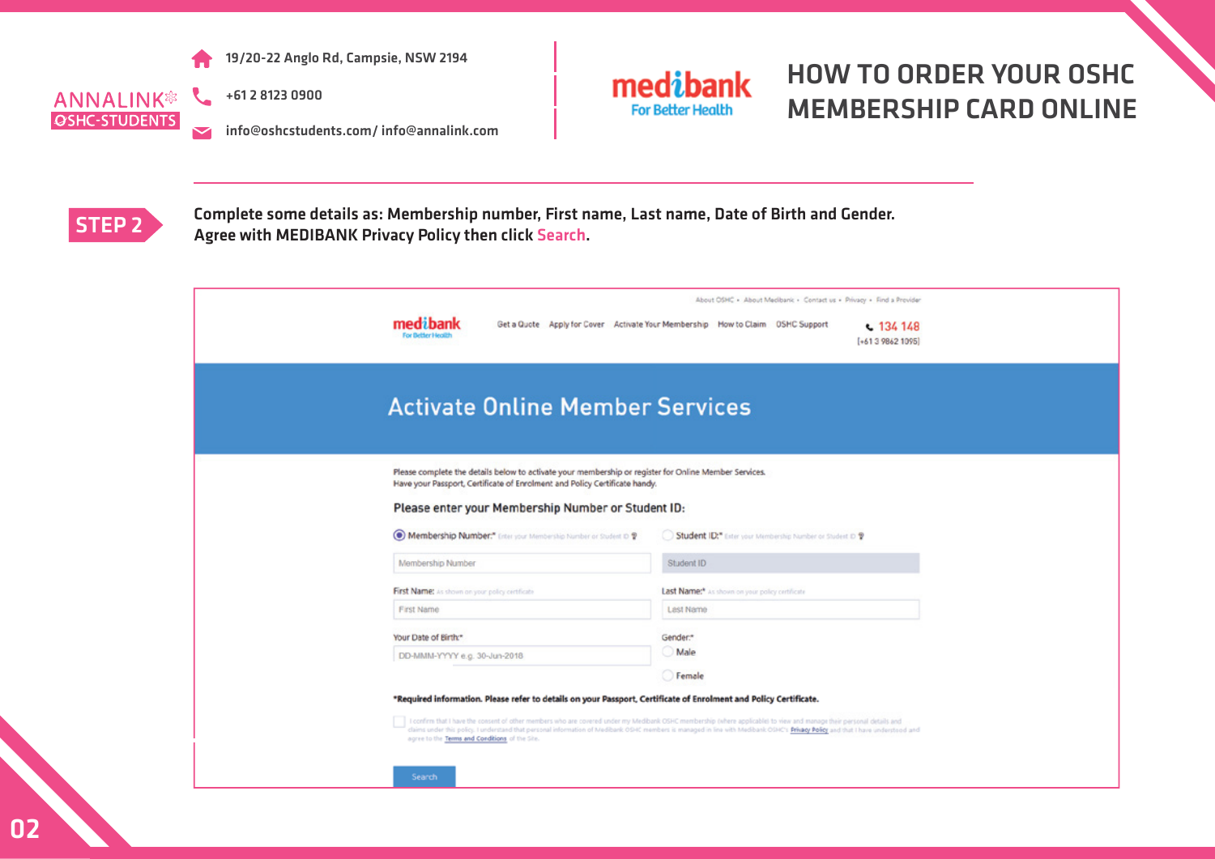ANNALINK OSHC-STUDENTS

19/20-22 Anglo Rd, Campsie, NSW 2194

+61 2 8123 0900

info@oshcstudents.com/ info@annalink.com

medibank For Better Health

# HOW TO ORDER YOUR OSHC MEMBERSHIP CARD ONLINE

**STEP 2**

**Complete some details as: Membership number, First name, Last name, Date of Birth and Gender. Agree with MEDIBANK Privacy Policy then click Search.**

About OSHC • About Medibank • Contact us • Privacy • Find a Provider

medibank For Better Health

Get a Quote | Apply for Cover | Activate Your Membership | How to Claim | OSHC Support

134 148
(+61 3 9862 1095)

## Activate Online Member Services

Please complete the details below to activate your membership or register for Online Member Services.
Have your Passport, Certificate of Enrolment and Policy Certificate handy.

### Please enter your Membership Number or Student ID:

Membership Number:* Enter your Membership Number or Student ID

Student ID:* Enter your Membership Number or Student ID

Membership Number

Student ID

First Name: as shown on your policy certificate

First Name

Last Name:* as shown on your policy certificate

Last Name

Your Date of Birth:*

DD-MMM-YYYY e.g. 30-Jun-2018

Gender:*

Male

Female

**\*Required information. Please refer to details on your Passport, Certificate of Enrolment and Policy Certificate.**

I confirm that I have the consent of other members who are covered under my Medibank OSHC membership (where applicable) to view and manage their personal details and claims under this policy. I understand that personal information of Medibank OSHC members is managed in line with Medibank OSHC's Privacy Policy and that I have understood and agree to the Terms and Conditions of the Site.

Search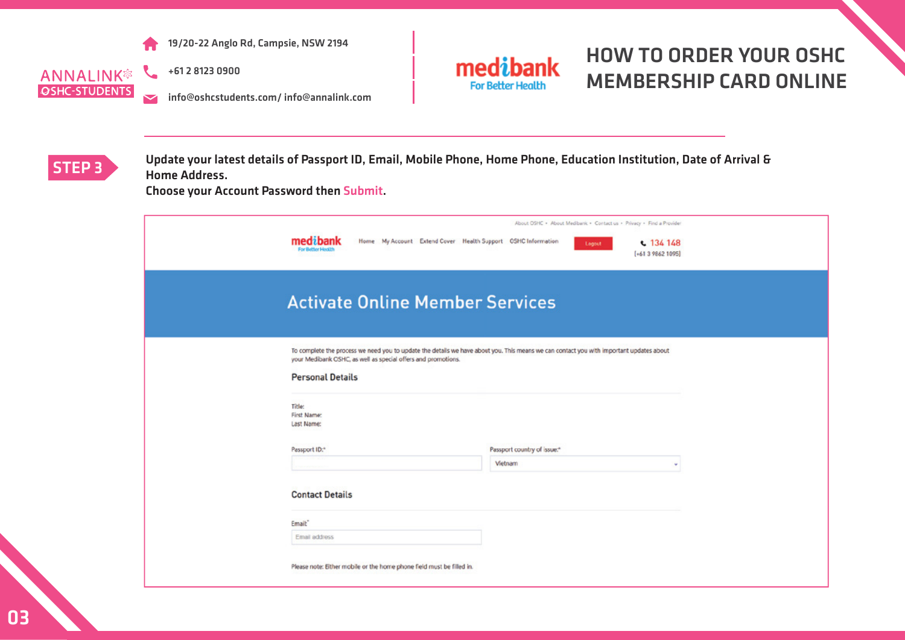ANNALINK OSHC-STUDENTS

19/20-22 Anglo Rd, Campsie, NSW 2194

+61 2 8123 0900

info@oshcstudents.com/ info@annalink.com

medibank For Better Health

# HOW TO ORDER YOUR OSHC MEMBERSHIP CARD ONLINE

## STEP 3

Update your latest details of Passport ID, Email, Mobile Phone, Home Phone, Education Institution, Date of Arrival & Home Address.
Choose your Account Password then Submit.

About OSHC • About Medibank • Contact us • Privacy • Find a Provider

medibank For Better Health

Home My Account Extend Cover Health Support OSHC Information Logout

134 148
(+61 3 9862 1095)

### Activate Online Member Services

To complete the process we need you to update the details we have about you. This means we can contact you with important updates about your Medibank OSHC, as well as special offers and promotions.

#### Personal Details

Title:
First Name:
Last Name:

Passport ID:*

Passport country of issue:* Vietnam

#### Contact Details

Email:* Email address

Please note: Either mobile or the home phone field must be filled in.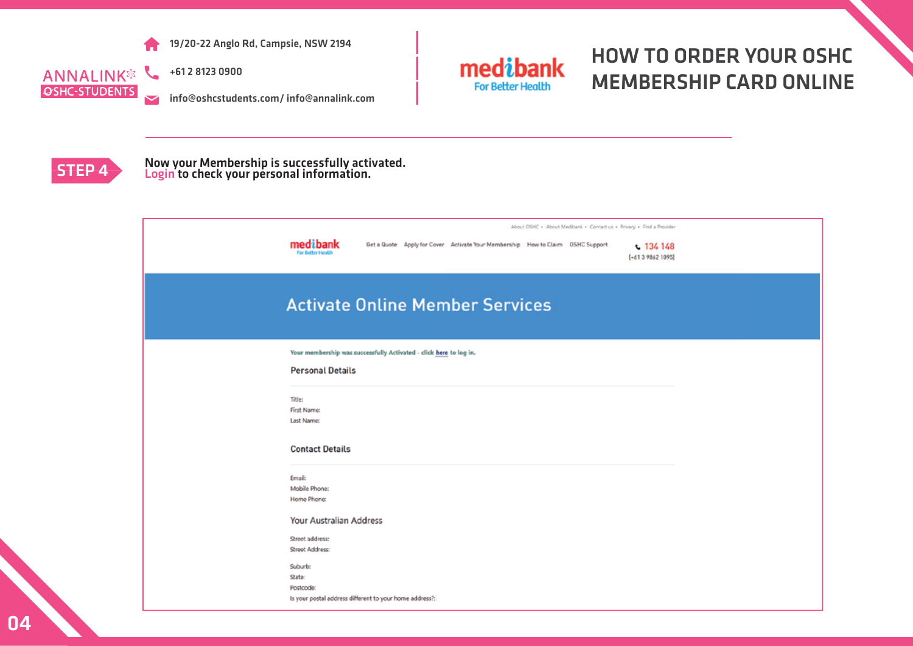19/20-22 Anglo Rd, Campsie, NSW 2194

+61 2 8123 0900

info@oshcstudents.com/ info@annalink.com

# HOW TO ORDER YOUR OSHC MEMBERSHIP CARD ONLINE

**STEP 4**

Now your Membership is successfully activated.
Login to check your personal information.

About OSHC • About Medibank • Contact us • Privacy • Find a Provider

medibank For Better Health

Get a Quote | Apply for Cover | Activate Your Membership | How to Claim | OSHC Support

134 148
(+61 3 9862 1095)

## Activate Online Member Services

Your membership was successfully Activated - click here to log in.

### Personal Details

Title:
First Name:
Last Name:

### Contact Details

Email:
Mobile Phone:
Home Phone:

### Your Australian Address

Street address:
Street Address:

Suburb:
State:
Postcode:
Is your postal address different to your home address?: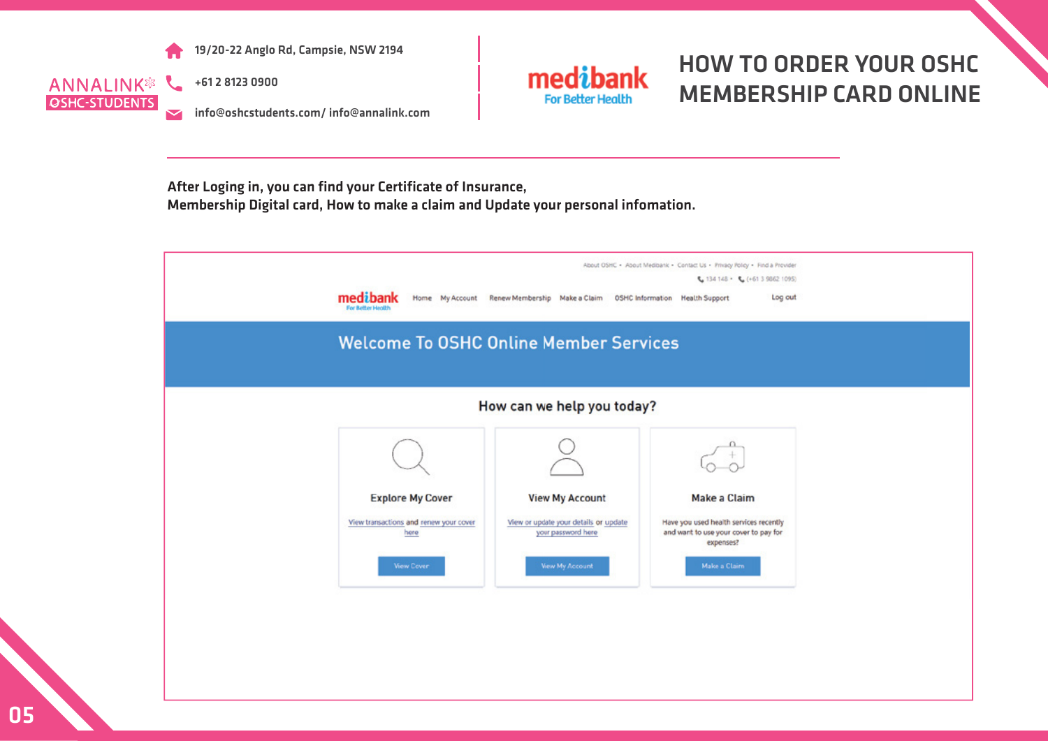19/20-22 Anglo Rd, Campsie, NSW 2194

+61 2 8123 0900

info@oshcstudents.com/ info@annalink.com

# HOW TO ORDER YOUR OSHC MEMBERSHIP CARD ONLINE

**After Loging in, you can find your Certificate of Insurance,**
**Membership Digital card, How to make a claim and Update your personal infomation.**

About OSHC • About Medibank • Contact Us • Privacy Policy • Find a Provider

134 148 • (+61 3 9862 1095)

Home | My Account | Renew Membership | Make a Claim | OSHC Information | Health Support | Log out

## Welcome To OSHC Online Member Services

### How can we help you today?

**Explore My Cover**

View transactions and renew your cover here

View Cover

**View My Account**

View or update your details or update your password here

View My Account

**Make a Claim**

Have you used health services recently and want to use your cover to pay for expenses?

Make a Claim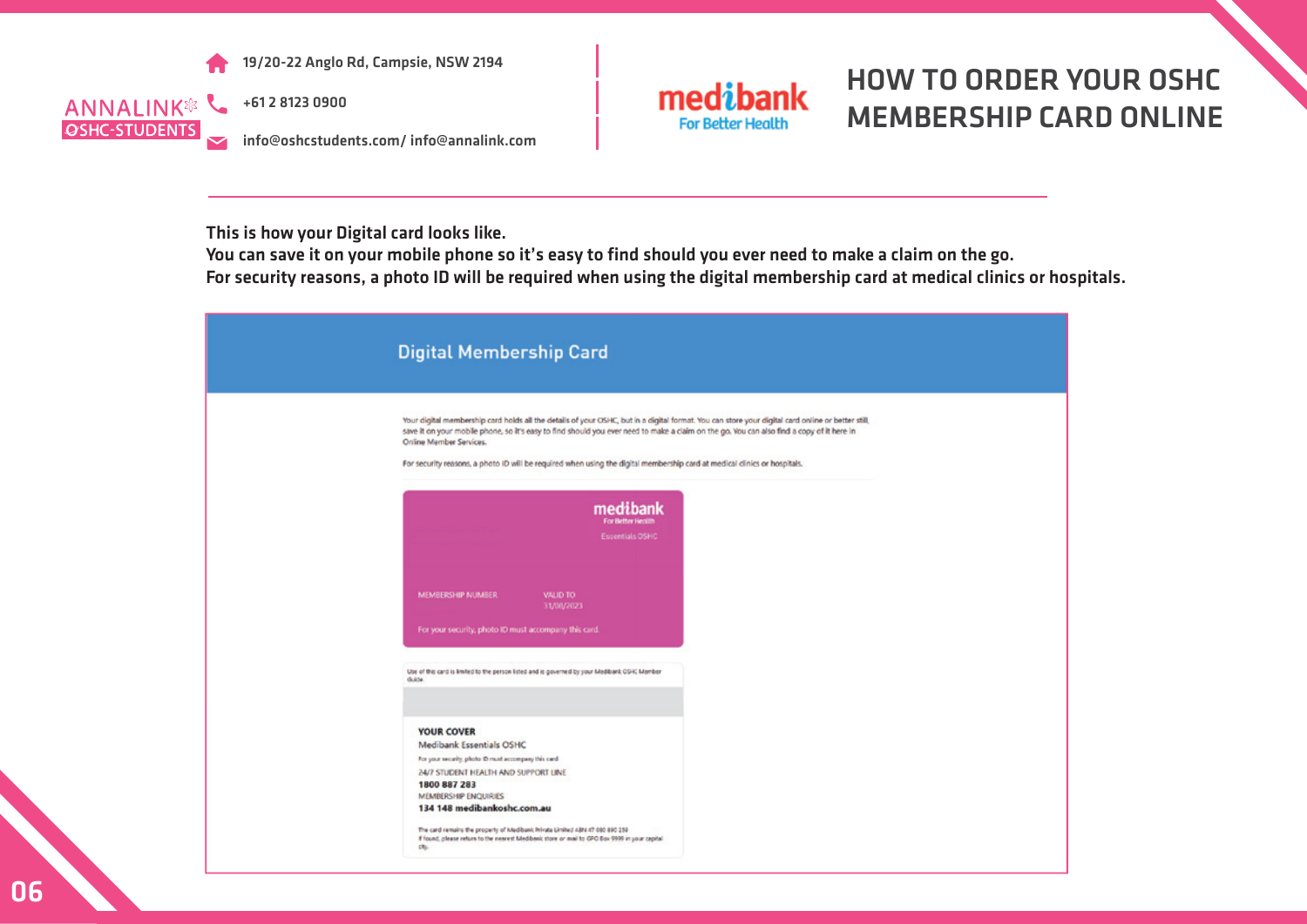19/20-22 Anglo Rd, Campsie, NSW 2194

+61 2 8123 0900

info@oshcstudents.com/ info@annalink.com

ANNALINK OSHC-STUDENTS

medibank For Better Health

# HOW TO ORDER YOUR OSHC MEMBERSHIP CARD ONLINE

**This is how your Digital card looks like.**
**You can save it on your mobile phone so it's easy to find should you ever need to make a claim on the go.**
**For security reasons, a photo ID will be required when using the digital membership card at medical clinics or hospitals.**

## Digital Membership Card

Your digital membership card holds all the details of your OSHC, but in a digital format. You can store your digital card online or better still, save it on your mobile phone, so it's easy to find should you ever need to make a claim on the go. You can also find a copy of it here in Online Member Services.

For security reasons, a photo ID will be required when using the digital membership card at medical clinics or hospitals.

medibank For Better Health
Essentials OSHC

MEMBERSHIP NUMBER

VALID TO
31/08/2023

For your security, photo ID must accompany this card.

Use of this card is limited to the person listed and is governed by your Medibank OSHC Member Guide.

**YOUR COVER**
Medibank Essentials OSHC
For your security, photo ID must accompany this card
24/7 STUDENT HEALTH AND SUPPORT LINE
**1800 887 283**
MEMBERSHIP ENQUIRIES
**134 148 medibankoshc.com.au**

The card remains the property of Medibank Private Limited ABN 47 080 890 259
If found, please return to the nearest Medibank store or mail to GPO Box 9999 in your capital city.